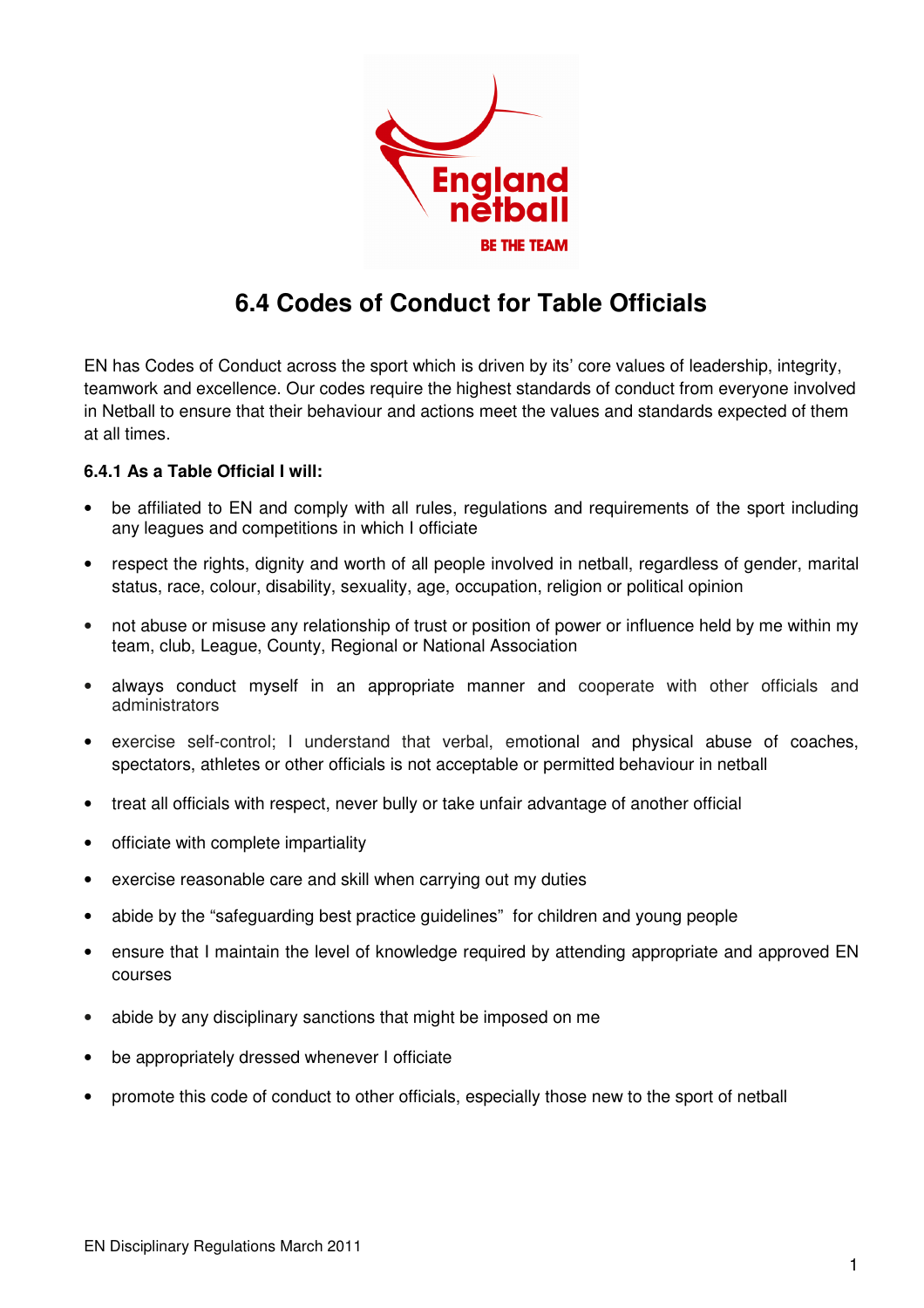# 6.4 Codes of Conduct for Table Officials

EN has Codes of Conduct across the sport which is driven by its' core values of leadership, integrity, teamwork and excellence. Our codes require the highest standards of conduct from everyone involved in Netball to ensure that their behaviour and actions meet the values and standards expected of them at all times.

**6.4.1 As a Table Official I will:**

- be affiliated to EN and comply with all rules, regulations and requirements of the sport including any leagues and competitions in which I officiate
- respect the rights, dignity and worth of all people involved in netball, regardless of gender, marital status, race, colour, disability, sexuality, age, occupation, religion or political opinion
- not abuse or misuse any relationship of trust or position of power or influence held by me within my team, club, League, County, Regional or National Association
- always conduct myself in an appropriate manner and cooperate with other officials and administrators
- exercise self-control; I understand that verbal, emotional and physical abuse of coaches, spectators, athletes or other officials is not acceptable or permitted behaviour in netball
- treat all officials with respect, never bully or take unfair advantage of another official
- officiate with complete impartiality
- exercise reasonable care and skill when carrying out my duties
- abide by the "safeguarding best practice guidelines" for children and young people
- ensure that I maintain the level of knowledge required by attending appropriate and approved EN courses
- abide by any disciplinary sanctions that might be imposed on me
- be appropriately dressed whenever I officiate
- promote this code of conduct to other officials, especially those new to the sport of netball

EN Disciplinary Regulations March 2011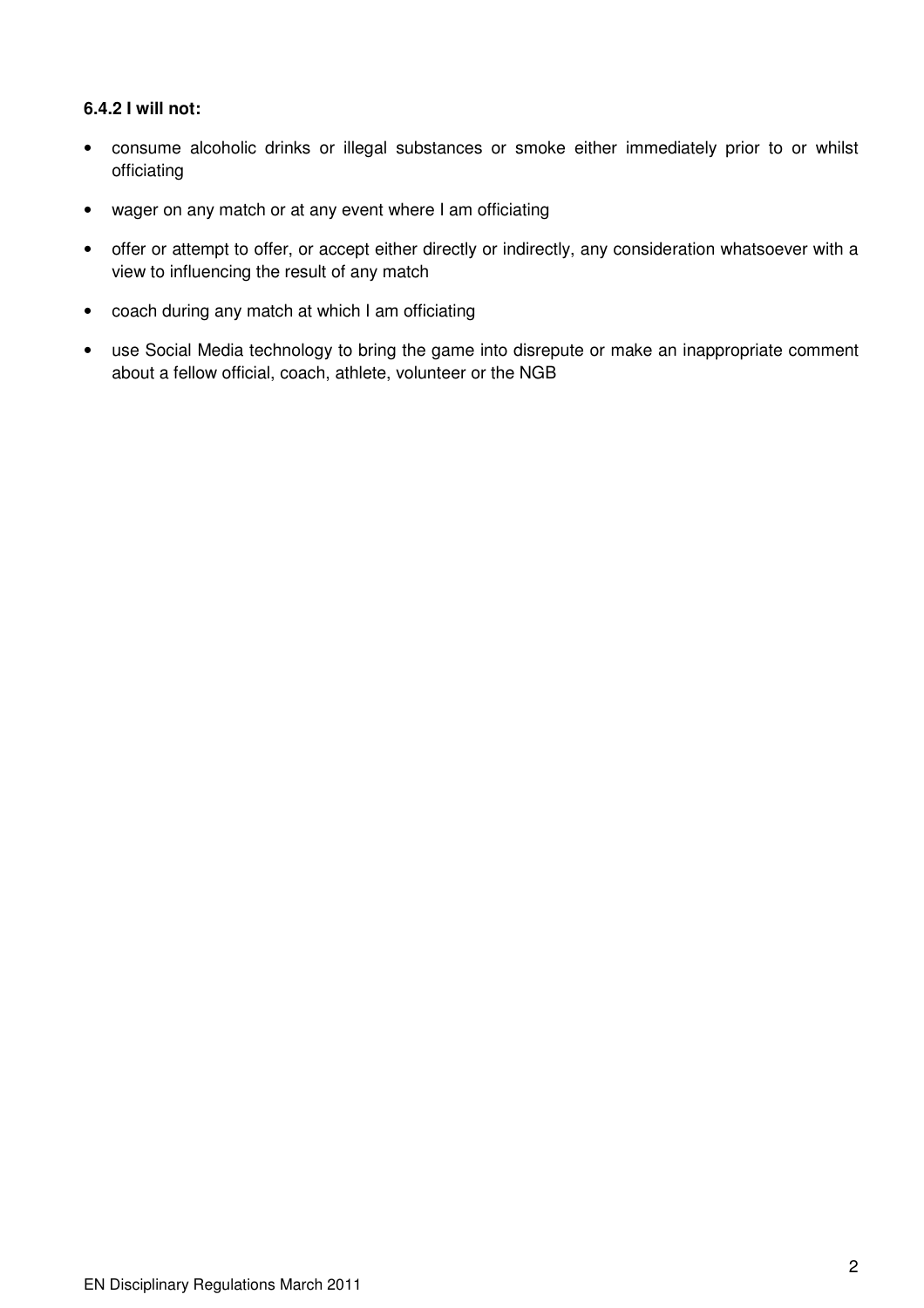**6.4.2 I will not:**

- consume alcoholic drinks or illegal substances or smoke either immediately prior to or whilst officiating
- wager on any match or at any event where I am officiating
- offer or attempt to offer, or accept either directly or indirectly, any consideration whatsoever with a view to influencing the result of any match
- coach during any match at which I am officiating
- use Social Media technology to bring the game into disrepute or make an inappropriate comment about a fellow official, coach, athlete, volunteer or the NGB